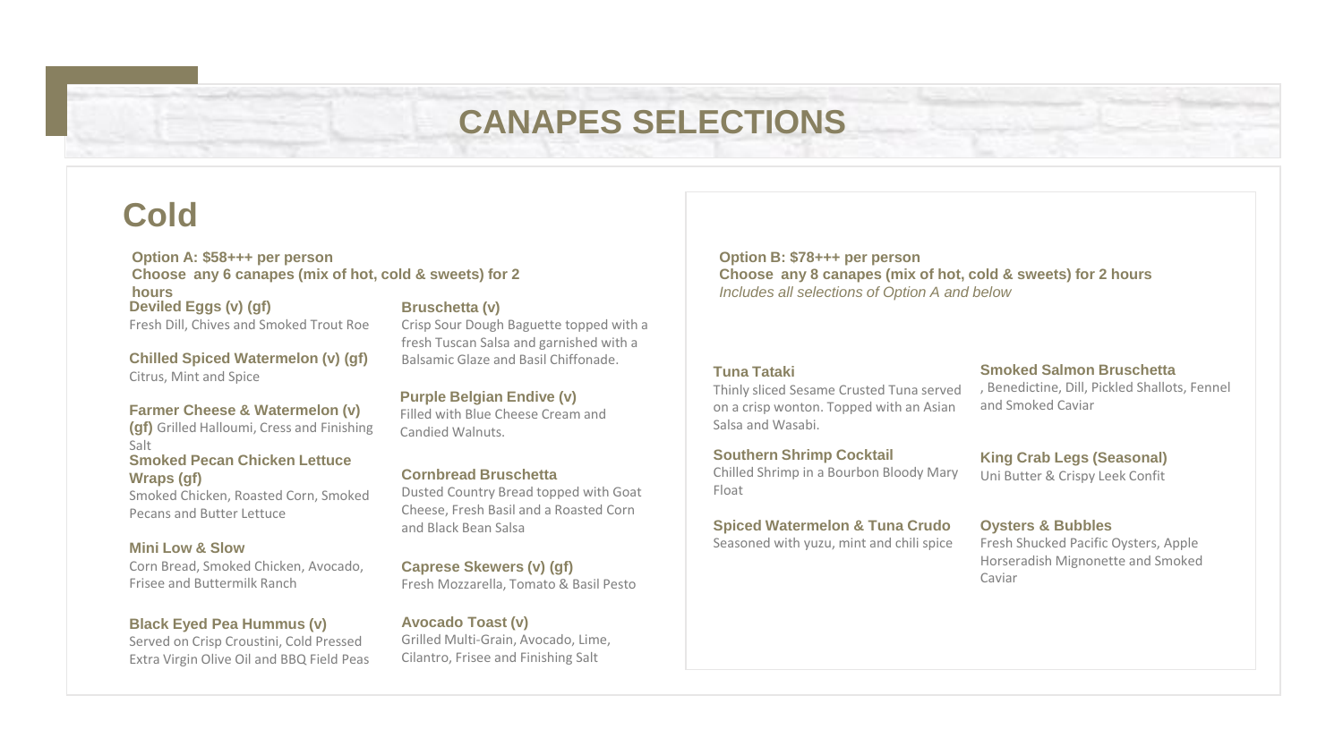# CANAPES SELECTIONS

## Cold

**Option A: $58+++ per person**
**Choose any 6 canapes (mix of hot, cold & sweets) for 2 hours**

**Deviled Eggs (v) (gf)**
Fresh Dill, Chives and Smoked Trout Roe

**Chilled Spiced Watermelon (v) (gf)**
Citrus, Mint and Spice

**Farmer Cheese & Watermelon (v) (gf)** Grilled Halloumi, Cress and Finishing Salt

**Smoked Pecan Chicken Lettuce Wraps (gf)**
Smoked Chicken, Roasted Corn, Smoked Pecans and Butter Lettuce

**Mini Low & Slow**
Corn Bread, Smoked Chicken, Avocado, Frisee and Buttermilk Ranch

**Black Eyed Pea Hummus (v)**
Served on Crisp Croustini, Cold Pressed Extra Virgin Olive Oil and BBQ Field Peas

**Bruschetta (v)**
Crisp Sour Dough Baguette topped with a fresh Tuscan Salsa and garnished with a Balsamic Glaze and Basil Chiffonade.

**Purple Belgian Endive (v)**
Filled with Blue Cheese Cream and Candied Walnuts.

**Cornbread Bruschetta**
Dusted Country Bread topped with Goat Cheese, Fresh Basil and a Roasted Corn and Black Bean Salsa

**Caprese Skewers (v) (gf)**
Fresh Mozzarella, Tomato & Basil Pesto

**Avocado Toast (v)**
Grilled Multi-Grain, Avocado, Lime, Cilantro, Frisee and Finishing Salt

**Option B: $78+++ per person**
**Choose any 8 canapes (mix of hot, cold & sweets) for 2 hours**
*Includes all selections of Option A and below*

**Tuna Tataki**
Thinly sliced Sesame Crusted Tuna served on a crisp wonton. Topped with an Asian Salsa and Wasabi.

**Southern Shrimp Cocktail**
Chilled Shrimp in a Bourbon Bloody Mary Float

**Spiced Watermelon & Tuna Crudo**
Seasoned with yuzu, mint and chili spice

**Smoked Salmon Bruschetta**
, Benedictine, Dill, Pickled Shallots, Fennel and Smoked Caviar

**King Crab Legs (Seasonal)**
Uni Butter & Crispy Leek Confit

**Oysters & Bubbles**
Fresh Shucked Pacific Oysters, Apple Horseradish Mignonette and Smoked Caviar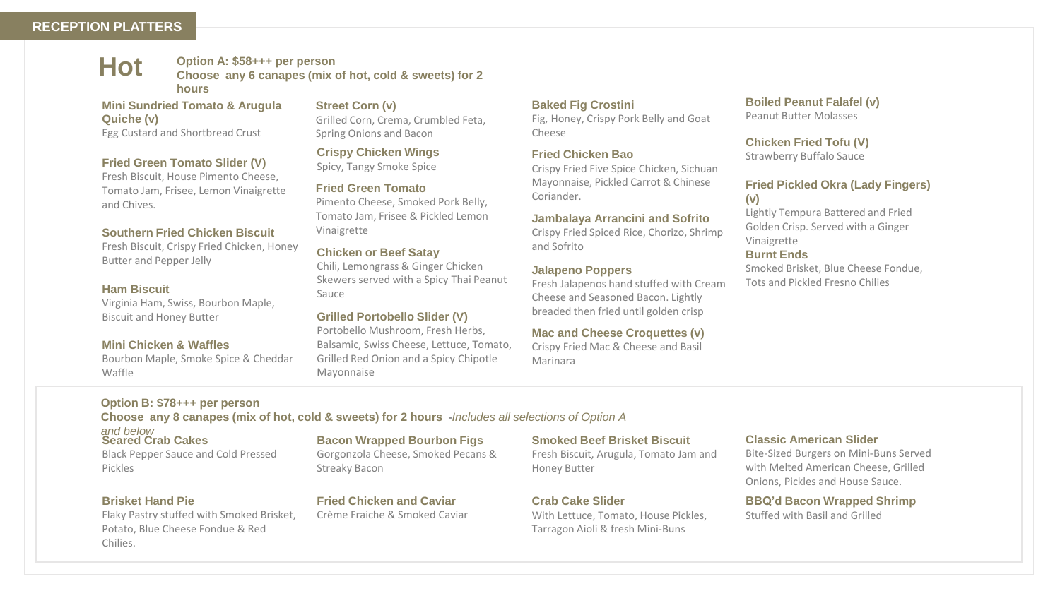## RECEPTION PLATTERS

# Hot

**Option A: $58+++ per person**
**Choose any 6 canapes (mix of hot, cold & sweets) for 2 hours**

**Mini Sundried Tomato & Arugula Quiche (v)**
Egg Custard and Shortbread Crust

**Fried Green Tomato Slider (V)**
Fresh Biscuit, House Pimento Cheese, Tomato Jam, Frisee, Lemon Vinaigrette and Chives.

**Southern Fried Chicken Biscuit**
Fresh Biscuit, Crispy Fried Chicken, Honey Butter and Pepper Jelly

**Ham Biscuit**
Virginia Ham, Swiss, Bourbon Maple, Biscuit and Honey Butter

**Mini Chicken & Waffles**
Bourbon Maple, Smoke Spice & Cheddar Waffle

**Street Corn (v)**
Grilled Corn, Crema, Crumbled Feta, Spring Onions and Bacon

**Crispy Chicken Wings**
Spicy, Tangy Smoke Spice

**Fried Green Tomato**
Pimento Cheese, Smoked Pork Belly, Tomato Jam, Frisee & Pickled Lemon Vinaigrette

**Chicken or Beef Satay**
Chili, Lemongrass & Ginger Chicken Skewers served with a Spicy Thai Peanut Sauce

**Grilled Portobello Slider (V)**
Portobello Mushroom, Fresh Herbs, Balsamic, Swiss Cheese, Lettuce, Tomato, Grilled Red Onion and a Spicy Chipotle Mayonnaise

**Baked Fig Crostini**
Fig, Honey, Crispy Pork Belly and Goat Cheese

**Fried Chicken Bao**
Crispy Fried Five Spice Chicken, Sichuan Mayonnaise, Pickled Carrot & Chinese Coriander.

**Jambalaya Arrancini and Sofrito**
Crispy Fried Spiced Rice, Chorizo, Shrimp and Sofrito

**Jalapeno Poppers**
Fresh Jalapenos hand stuffed with Cream Cheese and Seasoned Bacon. Lightly breaded then fried until golden crisp

**Mac and Cheese Croquettes (v)**
Crispy Fried Mac & Cheese and Basil Marinara

**Boiled Peanut Falafel (v)**
Peanut Butter Molasses

**Chicken Fried Tofu (V)**
Strawberry Buffalo Sauce

**Fried Pickled Okra (Lady Fingers) (v)**
Lightly Tempura Battered and Fried Golden Crisp. Served with a Ginger Vinaigrette

**Burnt Ends**
Smoked Brisket, Blue Cheese Fondue, Tots and Pickled Fresno Chilies

**Option B: $78+++ per person**
**Choose any 8 canapes (mix of hot, cold & sweets) for 2 hours** -*Includes all selections of Option A and below*

**Seared Crab Cakes**
Black Pepper Sauce and Cold Pressed Pickles

**Brisket Hand Pie**
Flaky Pastry stuffed with Smoked Brisket, Potato, Blue Cheese Fondue & Red Chilies.

**Bacon Wrapped Bourbon Figs**
Gorgonzola Cheese, Smoked Pecans & Streaky Bacon

**Fried Chicken and Caviar**
Crème Fraiche & Smoked Caviar

**Smoked Beef Brisket Biscuit**
Fresh Biscuit, Arugula, Tomato Jam and Honey Butter

**Crab Cake Slider**
With Lettuce, Tomato, House Pickles, Tarragon Aioli & fresh Mini-Buns

**Classic American Slider**
Bite-Sized Burgers on Mini-Buns Served with Melted American Cheese, Grilled Onions, Pickles and House Sauce.

**BBQ'd Bacon Wrapped Shrimp**
Stuffed with Basil and Grilled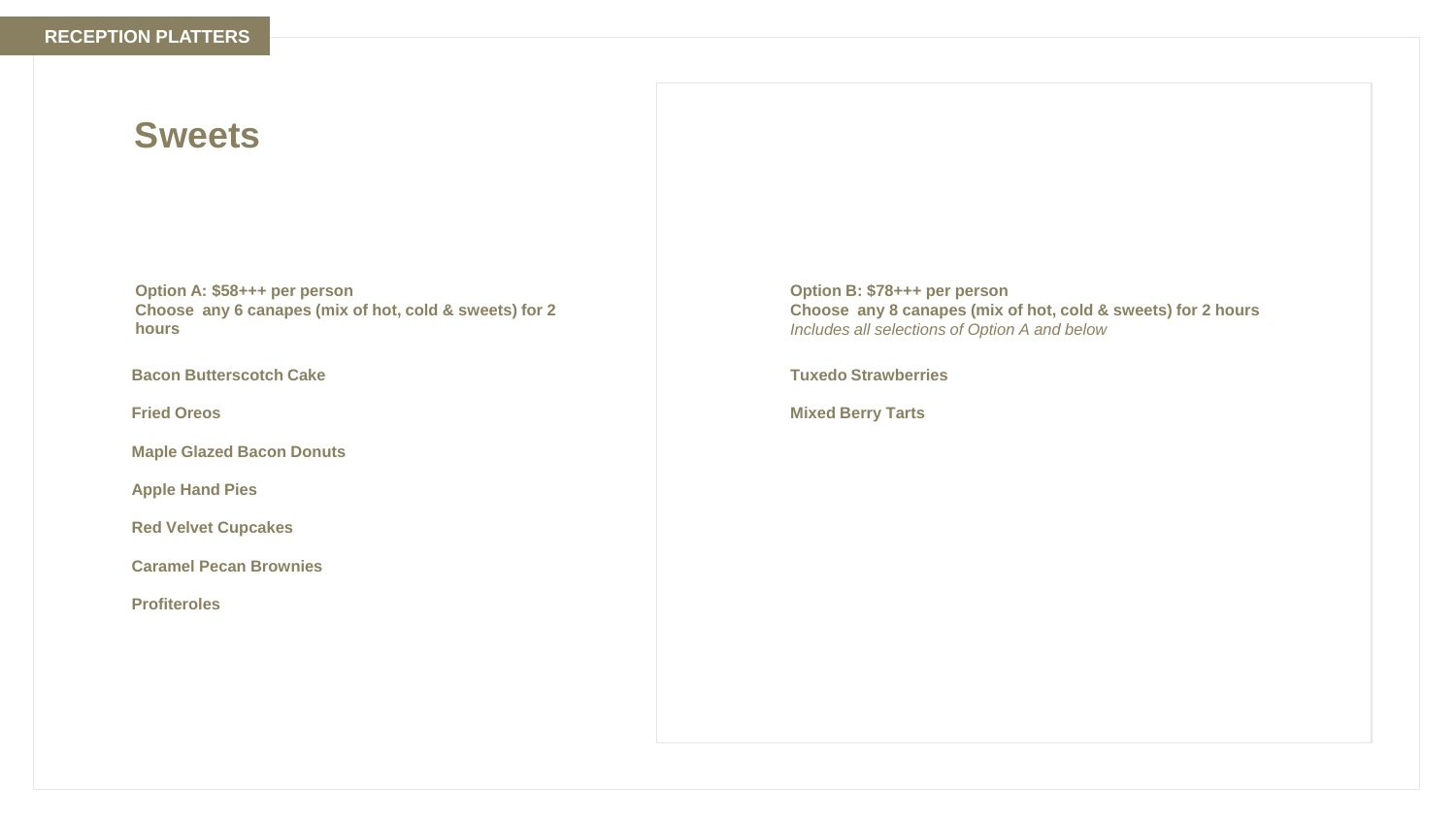RECEPTION PLATTERS

# Sweets

**Option A: $58+++ per person**
**Choose any 6 canapes (mix of hot, cold & sweets) for 2 hours**

**Bacon Butterscotch Cake**

**Fried Oreos**

**Maple Glazed Bacon Donuts**

**Apple Hand Pies**

**Red Velvet Cupcakes**

**Caramel Pecan Brownies**

**Profiteroles**

**Option B: $78+++ per person**
**Choose any 8 canapes (mix of hot, cold & sweets) for 2 hours**
*Includes all selections of Option A and below*

**Tuxedo Strawberries**

**Mixed Berry Tarts**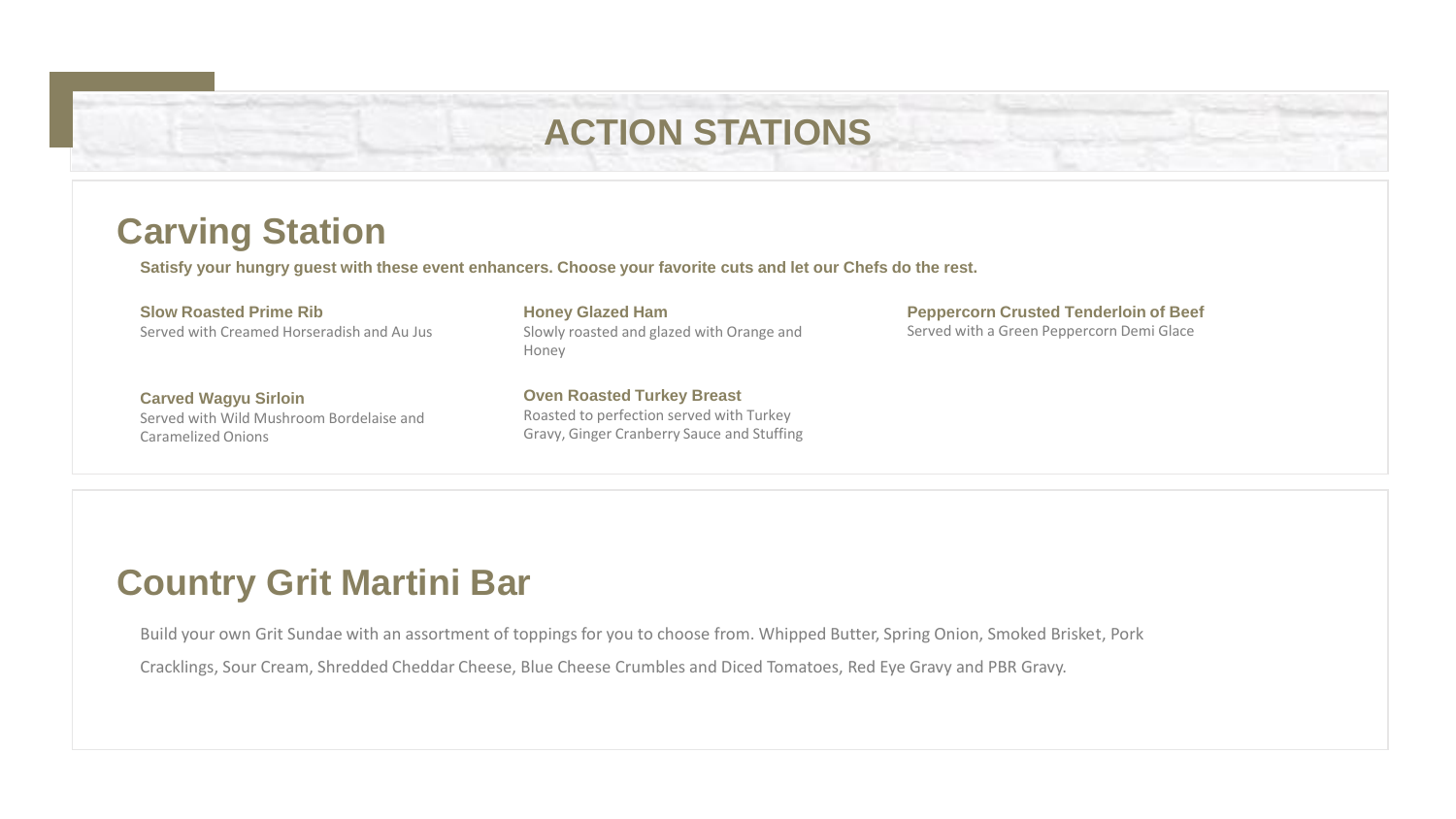# ACTION STATIONS

## Carving Station

**Satisfy your hungry guest with these event enhancers. Choose your favorite cuts and let our Chefs do the rest.**

**Slow Roasted Prime Rib**
Served with Creamed Horseradish and Au Jus

**Honey Glazed Ham**
Slowly roasted and glazed with Orange and Honey

**Peppercorn Crusted Tenderloin of Beef**
Served with a Green Peppercorn Demi Glace

**Carved Wagyu Sirloin**
Served with Wild Mushroom Bordelaise and Caramelized Onions

**Oven Roasted Turkey Breast**
Roasted to perfection served with Turkey Gravy, Ginger Cranberry Sauce and Stuffing

## Country Grit Martini Bar

Build your own Grit Sundae with an assortment of toppings for you to choose from. Whipped Butter, Spring Onion, Smoked Brisket, Pork Cracklings, Sour Cream, Shredded Cheddar Cheese, Blue Cheese Crumbles and Diced Tomatoes, Red Eye Gravy and PBR Gravy.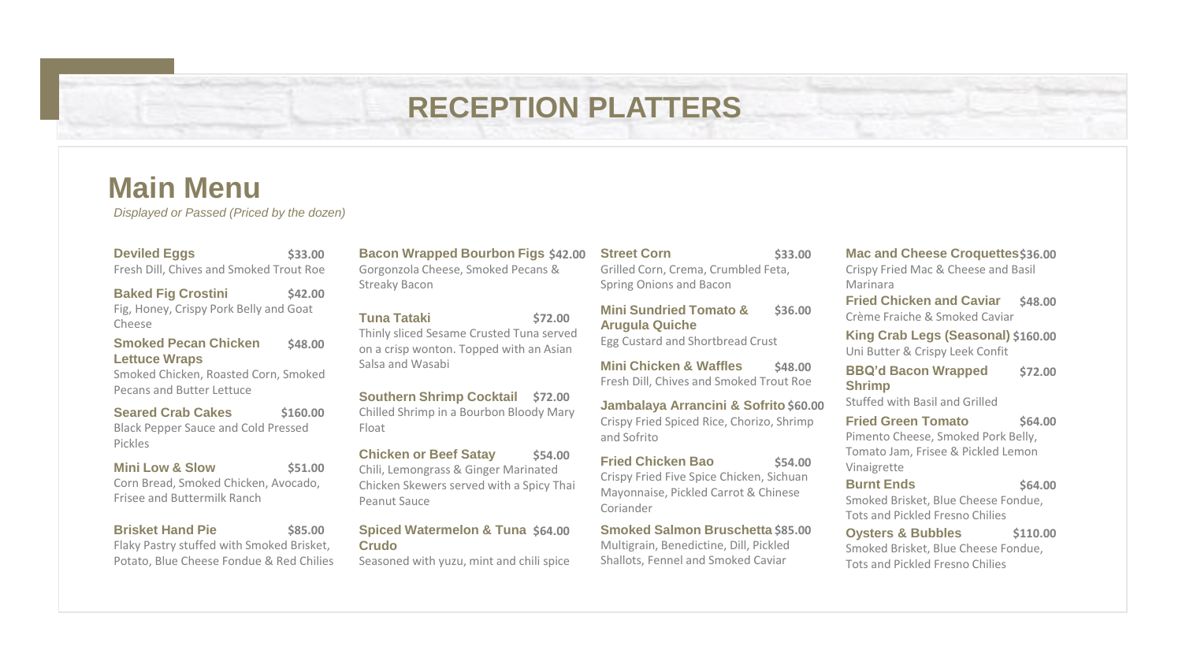# RECEPTION PLATTERS

## Main Menu

*Displayed or Passed (Priced by the dozen)*

**Deviled Eggs** $33.00
Fresh Dill, Chives and Smoked Trout Roe

**Baked Fig Crostini** $42.00
Fig, Honey, Crispy Pork Belly and Goat Cheese

**Smoked Pecan Chicken Lettuce Wraps** $48.00
Smoked Chicken, Roasted Corn, Smoked Pecans and Butter Lettuce

**Seared Crab Cakes** $160.00
Black Pepper Sauce and Cold Pressed Pickles

**Mini Low & Slow** $51.00
Corn Bread, Smoked Chicken, Avocado, Frisee and Buttermilk Ranch

**Brisket Hand Pie** $85.00
Flaky Pastry stuffed with Smoked Brisket, Potato, Blue Cheese Fondue & Red Chilies

**Bacon Wrapped Bourbon Figs** $42.00
Gorgonzola Cheese, Smoked Pecans & Streaky Bacon

**Tuna Tataki** $72.00
Thinly sliced Sesame Crusted Tuna served on a crisp wonton. Topped with an Asian Salsa and Wasabi

**Southern Shrimp Cocktail** $72.00
Chilled Shrimp in a Bourbon Bloody Mary Float

**Chicken or Beef Satay** $54.00
Chili, Lemongrass & Ginger Marinated Chicken Skewers served with a Spicy Thai Peanut Sauce

**Spiced Watermelon & Tuna Crudo** $64.00
Seasoned with yuzu, mint and chili spice

**Street Corn** $33.00
Grilled Corn, Crema, Crumbled Feta, Spring Onions and Bacon

**Mini Sundried Tomato & Arugula Quiche** $36.00
Egg Custard and Shortbread Crust

**Mini Chicken & Waffles** $48.00
Fresh Dill, Chives and Smoked Trout Roe

**Jambalaya Arrancini & Sofrito** $60.00
Crispy Fried Spiced Rice, Chorizo, Shrimp and Sofrito

**Fried Chicken Bao** $54.00
Crispy Fried Five Spice Chicken, Sichuan Mayonnaise, Pickled Carrot & Chinese Coriander

**Smoked Salmon Bruschetta** $85.00
Multigrain, Benedictine, Dill, Pickled Shallots, Fennel and Smoked Caviar

**Mac and Cheese Croquettes** $36.00
Crispy Fried Mac & Cheese and Basil Marinara

**Fried Chicken and Caviar** $48.00
Crème Fraiche & Smoked Caviar

**King Crab Legs (Seasonal)** $160.00
Uni Butter & Crispy Leek Confit

**BBQ'd Bacon Wrapped Shrimp** $72.00
Stuffed with Basil and Grilled

**Fried Green Tomato** $64.00
Pimento Cheese, Smoked Pork Belly, Tomato Jam, Frisee & Pickled Lemon Vinaigrette

**Burnt Ends** $64.00
Smoked Brisket, Blue Cheese Fondue, Tots and Pickled Fresno Chilies

**Oysters & Bubbles** $110.00
Smoked Brisket, Blue Cheese Fondue, Tots and Pickled Fresno Chilies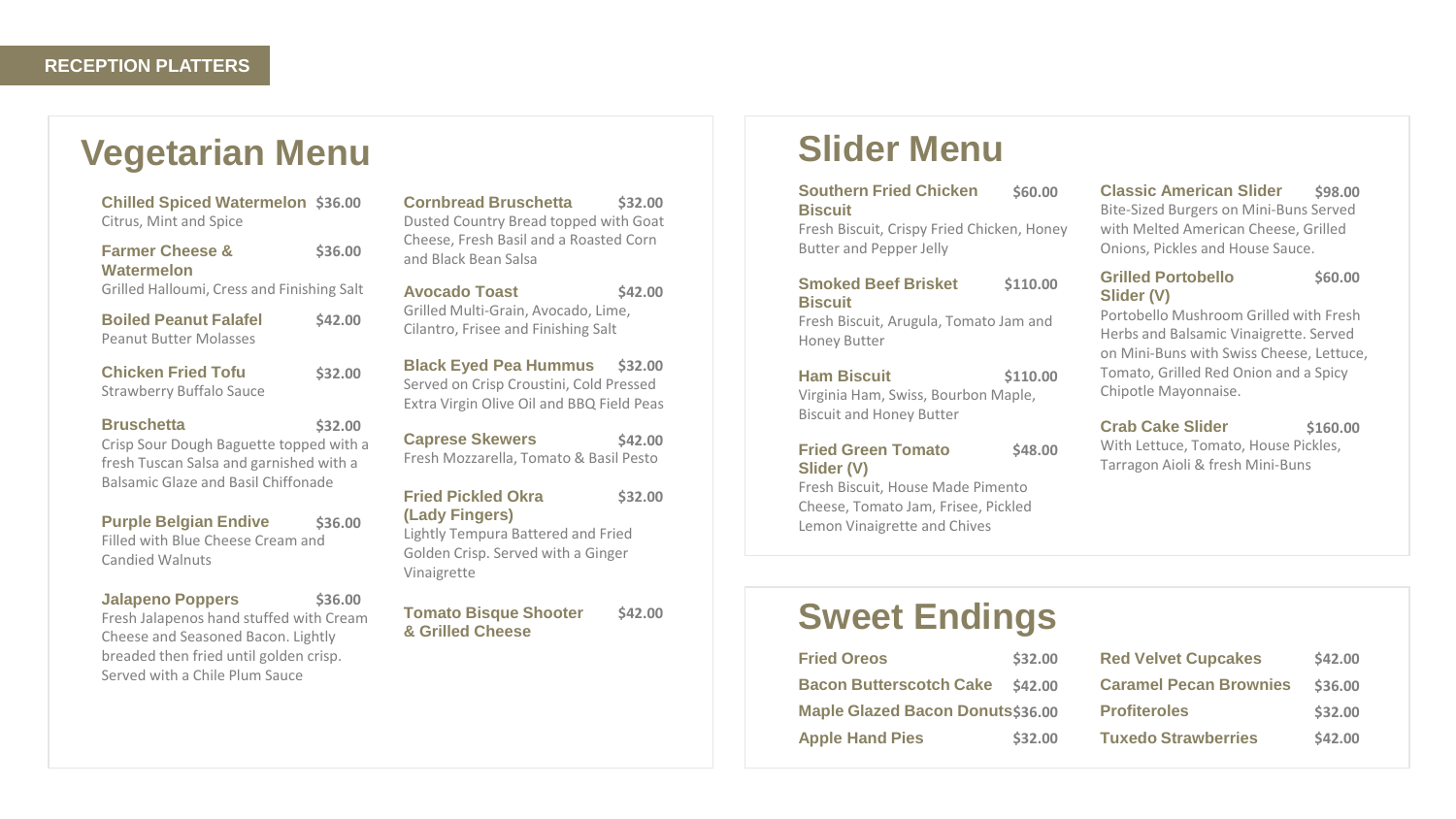RECEPTION PLATTERS

# Vegetarian Menu

**Chilled Spiced Watermelon** $36.00
Citrus, Mint and Spice

**Farmer Cheese & Watermelon** $36.00
Grilled Halloumi, Cress and Finishing Salt

**Boiled Peanut Falafel** $42.00
Peanut Butter Molasses

**Chicken Fried Tofu** $32.00
Strawberry Buffalo Sauce

**Bruschetta** $32.00
Crisp Sour Dough Baguette topped with a fresh Tuscan Salsa and garnished with a Balsamic Glaze and Basil Chiffonade

**Purple Belgian Endive** $36.00
Filled with Blue Cheese Cream and Candied Walnuts

**Jalapeno Poppers** $36.00
Fresh Jalapenos hand stuffed with Cream Cheese and Seasoned Bacon. Lightly breaded then fried until golden crisp. Served with a Chile Plum Sauce

**Cornbread Bruschetta** $32.00
Dusted Country Bread topped with Goat Cheese, Fresh Basil and a Roasted Corn and Black Bean Salsa

**Avocado Toast** $42.00
Grilled Multi-Grain, Avocado, Lime, Cilantro, Frisee and Finishing Salt

**Black Eyed Pea Hummus** $32.00
Served on Crisp Croustini, Cold Pressed Extra Virgin Olive Oil and BBQ Field Peas

**Caprese Skewers** $42.00
Fresh Mozzarella, Tomato & Basil Pesto

**Fried Pickled Okra (Lady Fingers)** $32.00
Lightly Tempura Battered and Fried Golden Crisp. Served with a Ginger Vinaigrette

**Tomato Bisque Shooter & Grilled Cheese** $42.00

# Slider Menu

**Southern Fried Chicken Biscuit** $60.00
Fresh Biscuit, Crispy Fried Chicken, Honey Butter and Pepper Jelly

**Smoked Beef Brisket Biscuit** $110.00
Fresh Biscuit, Arugula, Tomato Jam and Honey Butter

**Ham Biscuit** $110.00
Virginia Ham, Swiss, Bourbon Maple, Biscuit and Honey Butter

**Fried Green Tomato Slider (V)** $48.00
Fresh Biscuit, House Made Pimento Cheese, Tomato Jam, Frisee, Pickled Lemon Vinaigrette and Chives

**Classic American Slider** $98.00
Bite-Sized Burgers on Mini-Buns Served with Melted American Cheese, Grilled Onions, Pickles and House Sauce.

**Grilled Portobello Slider (V)** $60.00
Portobello Mushroom Grilled with Fresh Herbs and Balsamic Vinaigrette. Served on Mini-Buns with Swiss Cheese, Lettuce, Tomato, Grilled Red Onion and a Spicy Chipotle Mayonnaise.

**Crab Cake Slider** $160.00
With Lettuce, Tomato, House Pickles, Tarragon Aioli & fresh Mini-Buns

# Sweet Endings

**Fried Oreos** $32.00

**Bacon Butterscotch Cake** $42.00

**Maple Glazed Bacon Donuts** $36.00

**Apple Hand Pies** $32.00

**Red Velvet Cupcakes** $42.00

**Caramel Pecan Brownies** $36.00

**Profiteroles** $32.00

**Tuxedo Strawberries** $42.00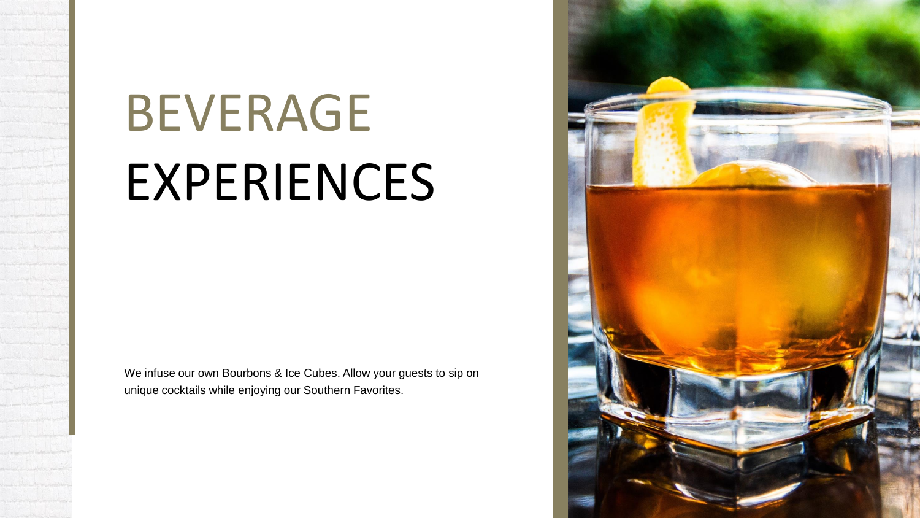# BEVERAGE EXPERIENCES

We infuse our own Bourbons & Ice Cubes. Allow your guests to sip on unique cocktails while enjoying our Southern Favorites.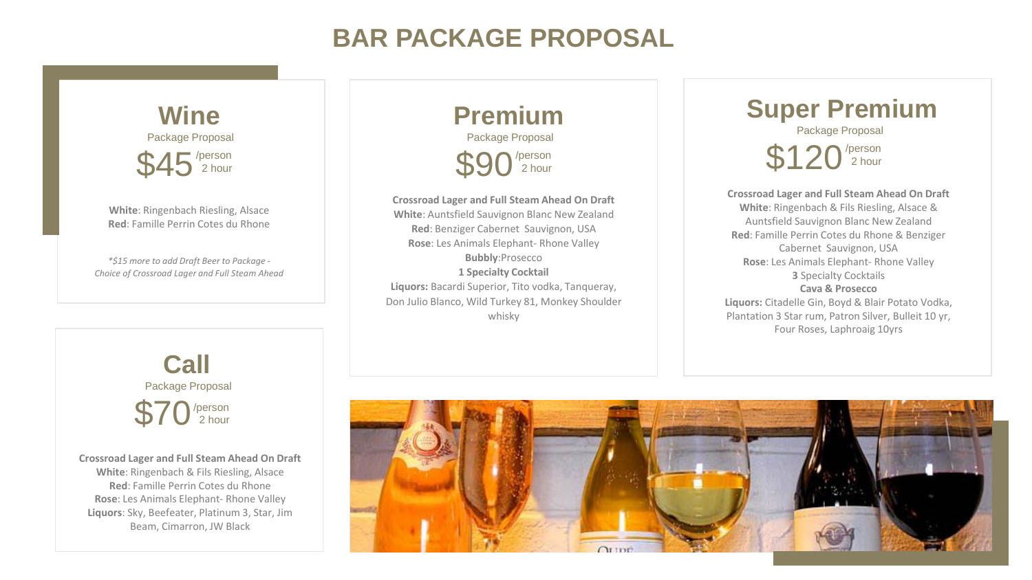# BAR PACKAGE PROPOSAL

## Wine

Package Proposal

$45 /person 2 hour

**White**: Ringenbach Riesling, Alsace
**Red**: Famille Perrin Cotes du Rhone

*\*$15 more to add Draft Beer to Package - Choice of Crossroad Lager and Full Steam Ahead*

## Call

Package Proposal

$70 /person 2 hour

**Crossroad Lager and Full Steam Ahead On Draft**
**White**: Ringenbach & Fils Riesling, Alsace
**Red**: Famille Perrin Cotes du Rhone
**Rose**: Les Animals Elephant- Rhone Valley
**Liquors**: Sky, Beefeater, Platinum 3, Star, Jim Beam, Cimarron, JW Black

## Premium

Package Proposal

$90 /person 2 hour

**Crossroad Lager and Full Steam Ahead On Draft**
**White**: Auntsfield Sauvignon Blanc New Zealand
**Red**: Benziger Cabernet Sauvignon, USA
**Rose**: Les Animals Elephant- Rhone Valley
**Bubbly**:Prosecco
**1 Specialty Cocktail**
**Liquors:** Bacardi Superior, Tito vodka, Tanqueray, Don Julio Blanco, Wild Turkey 81, Monkey Shoulder whisky

## Super Premium

Package Proposal

$120 /person 2 hour

**Crossroad Lager and Full Steam Ahead On Draft**
**White**: Ringenbach & Fils Riesling, Alsace & Auntsfield Sauvignon Blanc New Zealand
**Red**: Famille Perrin Cotes du Rhone & Benziger Cabernet Sauvignon, USA
**Rose**: Les Animals Elephant- Rhone Valley
**3** Specialty Cocktails
**Cava & Prosecco**
**Liquors:** Citadelle Gin, Boyd & Blair Potato Vodka, Plantation 3 Star rum, Patron Silver, Bulleit 10 yr, Four Roses, Laphroaig 10yrs